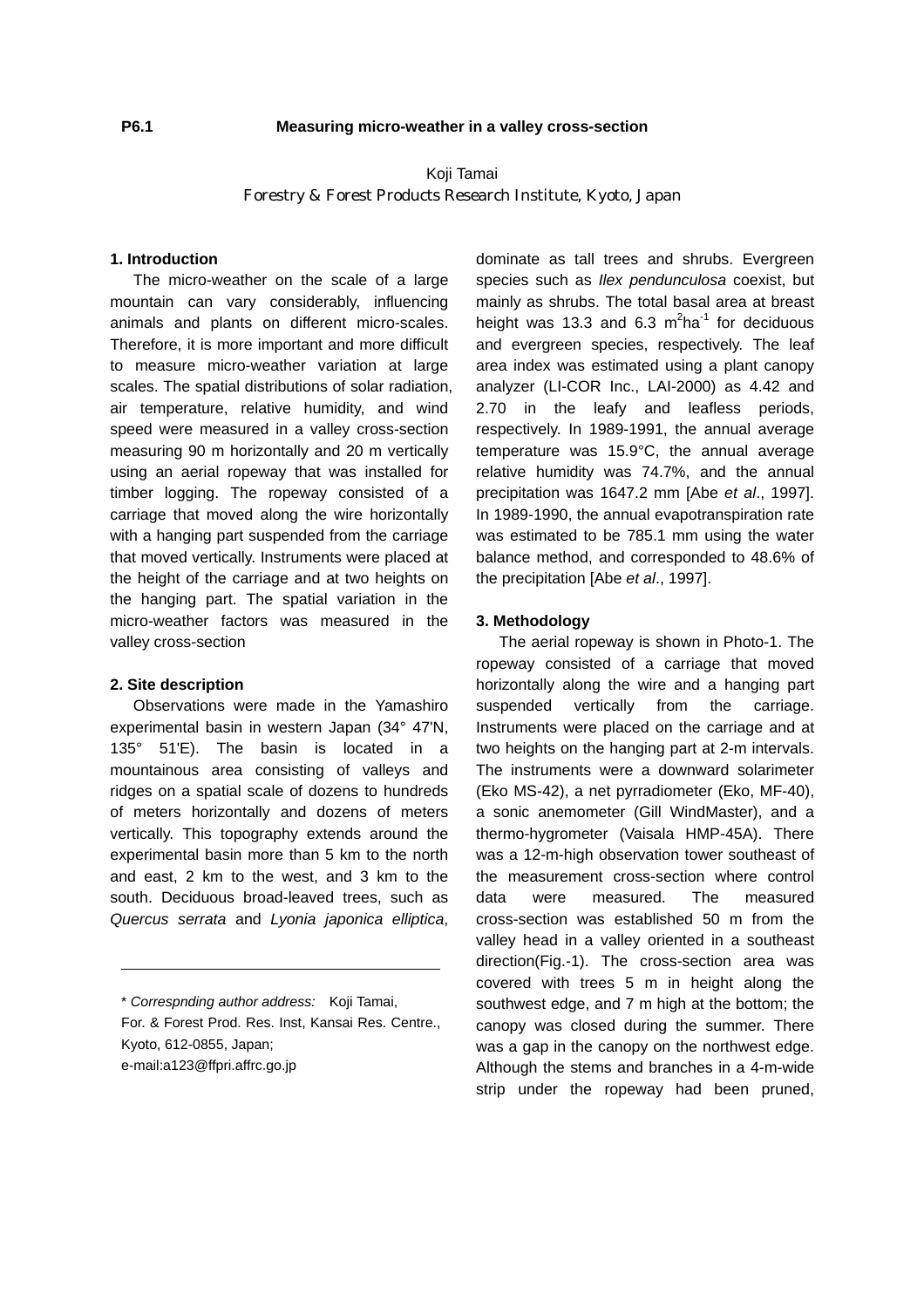**P6.1 Measuring micro-weather in a valley cross-section**

Koji Tamai
Forestry & Forest Products Research Institute, Kyoto, Japan

## 1. Introduction

The micro-weather on the scale of a large mountain can vary considerably, influencing animals and plants on different micro-scales. Therefore, it is more important and more difficult to measure micro-weather variation at large scales. The spatial distributions of solar radiation, air temperature, relative humidity, and wind speed were measured in a valley cross-section measuring 90 m horizontally and 20 m vertically using an aerial ropeway that was installed for timber logging. The ropeway consisted of a carriage that moved along the wire horizontally with a hanging part suspended from the carriage that moved vertically. Instruments were placed at the height of the carriage and at two heights on the hanging part. The spatial variation in the micro-weather factors was measured in the valley cross-section

## 2. Site description

Observations were made in the Yamashiro experimental basin in western Japan (34° 47'N, 135° 51'E). The basin is located in a mountainous area consisting of valleys and ridges on a spatial scale of dozens to hundreds of meters horizontally and dozens of meters vertically. This topography extends around the experimental basin more than 5 km to the north and east, 2 km to the west, and 3 km to the south. Deciduous broad-leaved trees, such as *Quercus serrata* and *Lyonia japonica elliptica*, dominate as tall trees and shrubs. Evergreen species such as *Ilex pendunculosa* coexist, but mainly as shrubs. The total basal area at breast height was 13.3 and 6.3 $m^2ha^{-1}$ for deciduous and evergreen species, respectively. The leaf area index was estimated using a plant canopy analyzer (LI-COR Inc., LAI-2000) as 4.42 and 2.70 in the leafy and leafless periods, respectively. In 1989-1991, the annual average temperature was 15.9°C, the annual average relative humidity was 74.7%, and the annual precipitation was 1647.2 mm [Abe *et al*., 1997]. In 1989-1990, the annual evapotranspiration rate was estimated to be 785.1 mm using the water balance method, and corresponded to 48.6% of the precipitation [Abe *et al*., 1997].

## 3. Methodology

The aerial ropeway is shown in Photo-1. The ropeway consisted of a carriage that moved horizontally along the wire and a hanging part suspended vertically from the carriage. Instruments were placed on the carriage and at two heights on the hanging part at 2-m intervals. The instruments were a downward solarimeter (Eko MS-42), a net pyrradiometer (Eko, MF-40), a sonic anemometer (Gill WindMaster), and a thermo-hygrometer (Vaisala HMP-45A). There was a 12-m-high observation tower southeast of the measurement cross-section where control data were measured. The measured cross-section was established 50 m from the valley head in a valley oriented in a southeast direction(Fig.-1). The cross-section area was covered with trees 5 m in height along the southwest edge, and 7 m high at the bottom; the canopy was closed during the summer. There was a gap in the canopy on the northwest edge. Although the stems and branches in a 4-m-wide strip under the ropeway had been pruned,

---

\* *Correspnding author address:* Koji Tamai,
For. & Forest Prod. Res. Inst, Kansai Res. Centre., Kyoto, 612-0855, Japan;
e-mail:a123@ffpri.affrc.go.jp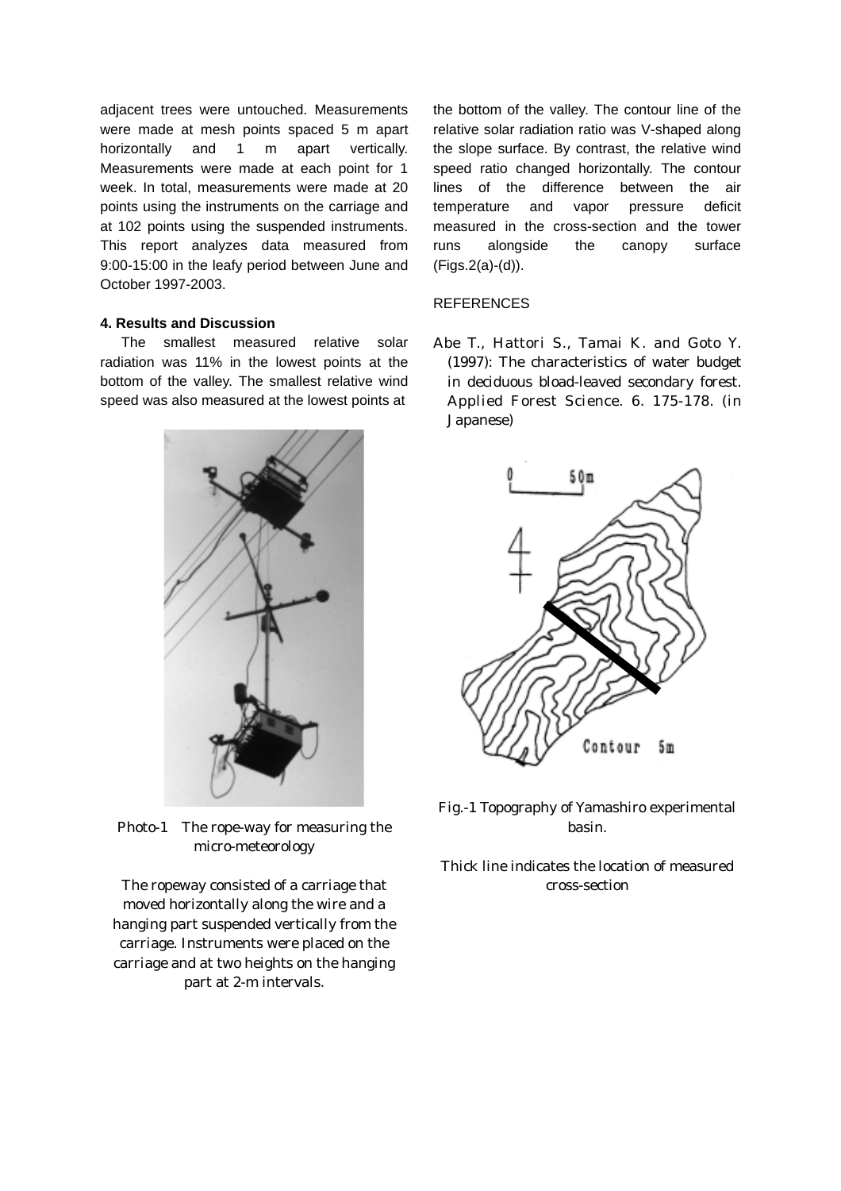adjacent trees were untouched. Measurements were made at mesh points spaced 5 m apart horizontally and 1 m apart vertically. Measurements were made at each point for 1 week. In total, measurements were made at 20 points using the instruments on the carriage and at 102 points using the suspended instruments. This report analyzes data measured from 9:00-15:00 in the leafy period between June and October 1997-2003.

**4. Results and Discussion**

The smallest measured relative solar radiation was 11% in the lowest points at the bottom of the valley. The smallest relative wind speed was also measured at the lowest points at the bottom of the valley. The contour line of the relative solar radiation ratio was V-shaped along the slope surface. By contrast, the relative wind speed ratio changed horizontally. The contour lines of the difference between the air temperature and vapor pressure deficit measured in the cross-section and the tower runs alongside the canopy surface (Figs.2(a)-(d)).

REFERENCES

Abe T., Hattori S., Tamai K. and Goto Y. (1997): The characteristics of water budget in deciduous bload-leaved secondary forest. Applied Forest Science. 6. 175-178. (in Japanese)

Photo-1 The rope-way for measuring the micro-meteorology

The ropeway consisted of a carriage that moved horizontally along the wire and a hanging part suspended vertically from the carriage. Instruments were placed on the carriage and at two heights on the hanging part at 2-m intervals.

Fig.-1 Topography of Yamashiro experimental basin.

Thick line indicates the location of measured cross-section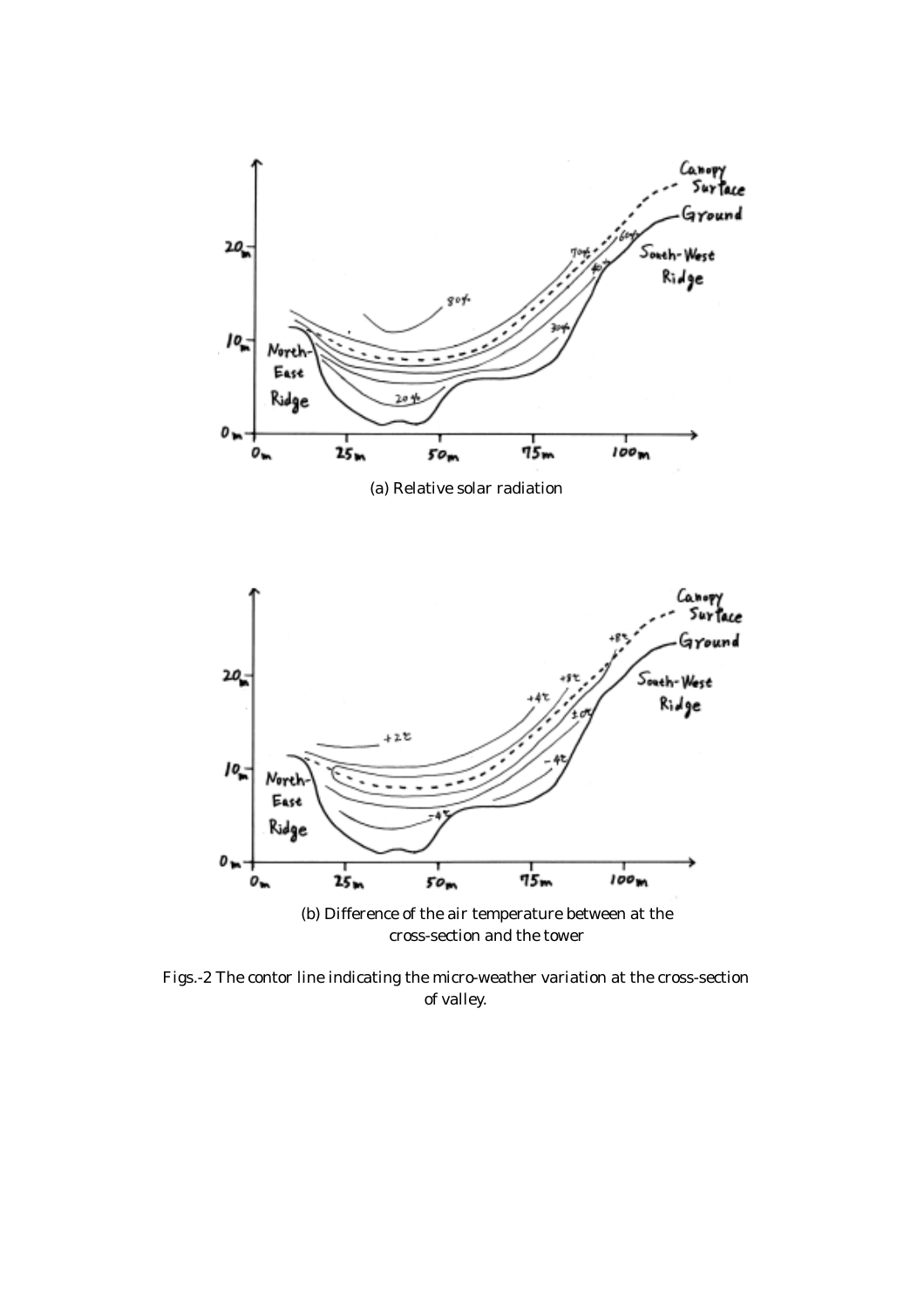(a) Relative solar radiation

(b) Difference of the air temperature between at the cross-section and the tower

Figs.-2 The contor line indicating the micro-weather variation at the cross-section of valley.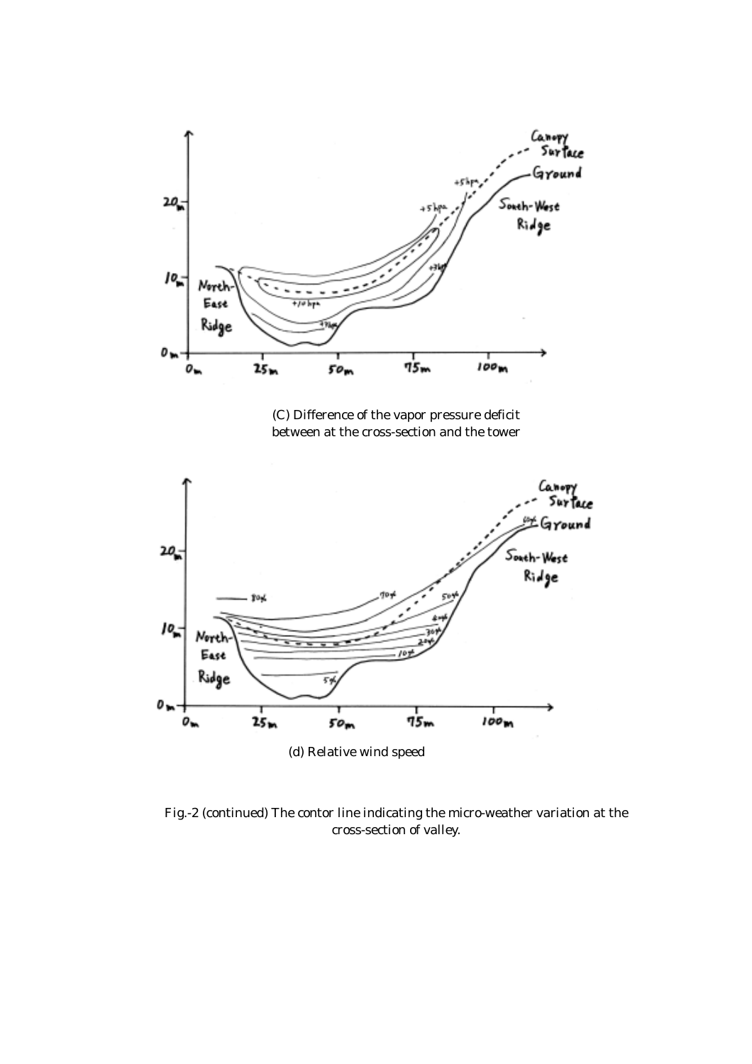Canopy Surface

Ground

South-West Ridge

North-East Ridge

+5hpa

+5hpa

+7hpa

+10hpa

+7hpa

20m

10m

0m

0m 25m 50m 75m 100m

(C) Difference of the vapor pressure deficit between at the cross-section and the tower

Canopy Surface

Ground

South-West Ridge

North-East Ridge

80%

70%

60%

50%

40%

30%

20%

10%

5%

20m

10m

0m

0m 25m 50m 75m 100m

(d) Relative wind speed

Fig.-2 (continued) The contor line indicating the micro-weather variation at the cross-section of valley.